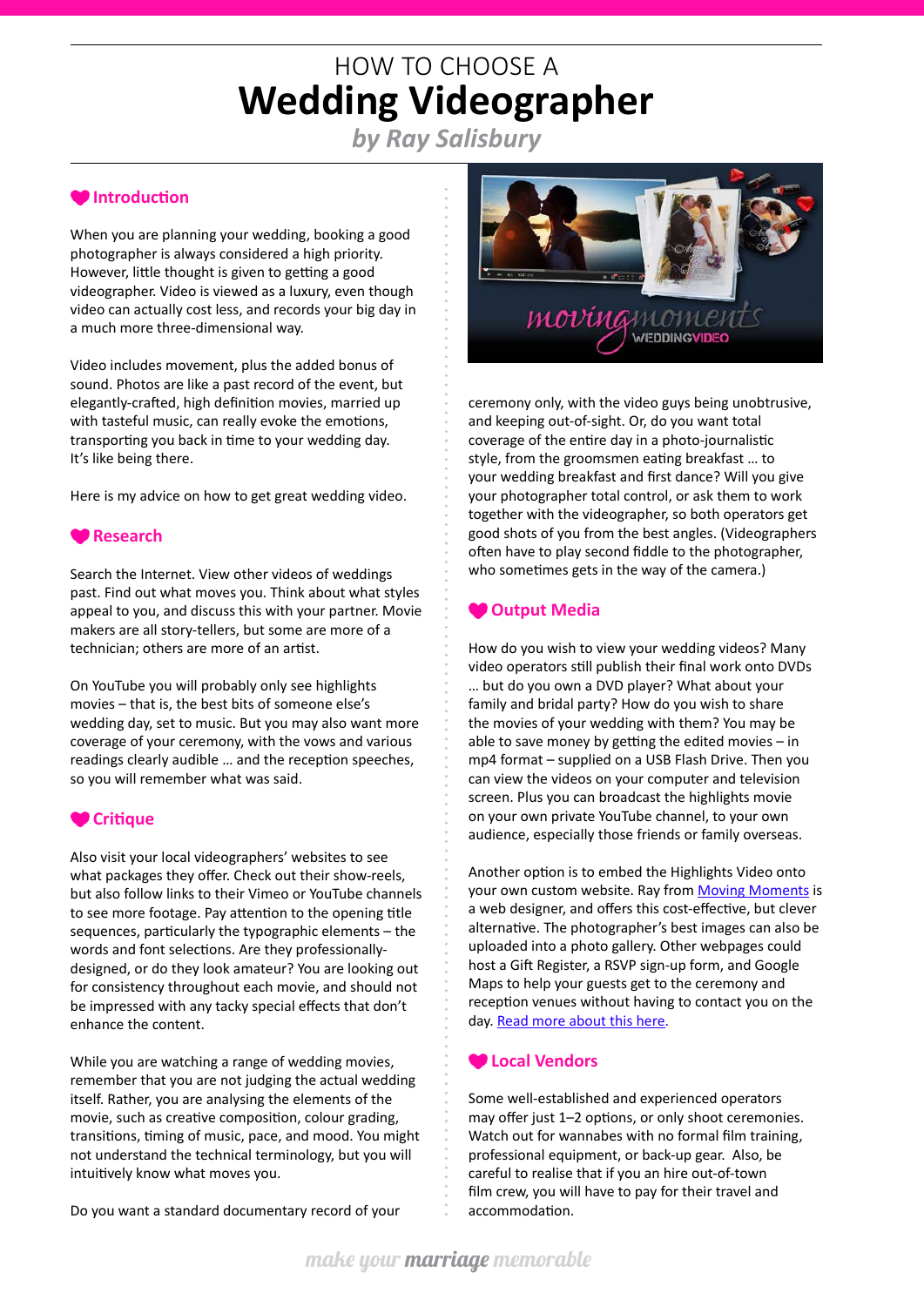HOW TO CHOOSE A

# Wedding Videographer

*by Ray Salisbury*

## Introduction

When you are planning your wedding, booking a good photographer is always considered a high priority. However, little thought is given to getting a good videographer. Video is viewed as a luxury, even though video can actually cost less, and records your big day in a much more three-dimensional way.

Video includes movement, plus the added bonus of sound. Photos are like a past record of the event, but elegantly-crafted, high definition movies, married up with tasteful music, can really evoke the emotions, transporting you back in time to your wedding day. It's like being there.

Here is my advice on how to get great wedding video.

## Research

Search the Internet. View other videos of weddings past. Find out what moves you. Think about what styles appeal to you, and discuss this with your partner. Movie makers are all story-tellers, but some are more of a technician; others are more of an artist.

On YouTube you will probably only see highlights movies – that is, the best bits of someone else's wedding day, set to music. But you may also want more coverage of your ceremony, with the vows and various readings clearly audible … and the reception speeches, so you will remember what was said.

## Critique

Also visit your local videographers' websites to see what packages they offer. Check out their show-reels, but also follow links to their Vimeo or YouTube channels to see more footage. Pay attention to the opening title sequences, particularly the typographic elements – the words and font selections. Are they professionally-designed, or do they look amateur? You are looking out for consistency throughout each movie, and should not be impressed with any tacky special effects that don't enhance the content.

While you are watching a range of wedding movies, remember that you are not judging the actual wedding itself. Rather, you are analysing the elements of the movie, such as creative composition, colour grading, transitions, timing of music, pace, and mood. You might not understand the technical terminology, but you will intuitively know what moves you.

Do you want a standard documentary record of your ceremony only, with the video guys being unobtrusive, and keeping out-of-sight. Or, do you want total coverage of the entire day in a photo-journalistic style, from the groomsmen eating breakfast … to your wedding breakfast and first dance? Will you give your photographer total control, or ask them to work together with the videographer, so both operators get good shots of you from the best angles. (Videographers often have to play second fiddle to the photographer, who sometimes gets in the way of the camera.)

## Output Media

How do you wish to view your wedding videos? Many video operators still publish their final work onto DVDs … but do you own a DVD player? What about your family and bridal party? How do you wish to share the movies of your wedding with them? You may be able to save money by getting the edited movies – in mp4 format – supplied on a USB Flash Drive. Then you can view the videos on your computer and television screen. Plus you can broadcast the highlights movie on your own private YouTube channel, to your own audience, especially those friends or family overseas.

Another option is to embed the Highlights Video onto your own custom website. Ray from [Moving Moments] is a web designer, and offers this cost-effective, but clever alternative. The photographer's best images can also be uploaded into a photo gallery. Other webpages could host a Gift Register, a RSVP sign-up form, and Google Maps to help your guests get to the ceremony and reception venues without having to contact you on the day. [Read more about this here].

## Local Vendors

Some well-established and experienced operators may offer just 1–2 options, or only shoot ceremonies. Watch out for wannabes with no formal film training, professional equipment, or back-up gear. Also, be careful to realise that if you an hire out-of-town film crew, you will have to pay for their travel and accommodation.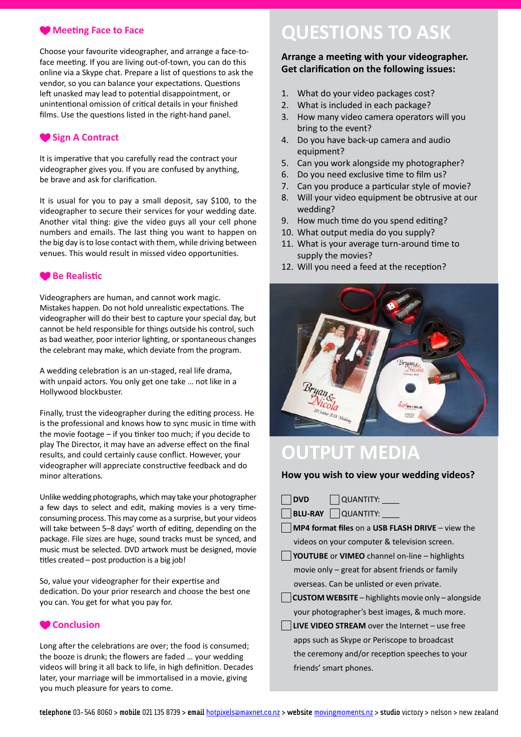## Meeting Face to Face

Choose your favourite videographer, and arrange a face-to-face meeting. If you are living out-of-town, you can do this online via a Skype chat. Prepare a list of questions to ask the vendor, so you can balance your expectations. Questions left unasked may lead to potential disappointment, or unintentional omission of critical details in your finished films. Use the questions listed in the right-hand panel.

## Sign A Contract

It is imperative that you carefully read the contract your videographer gives you. If you are confused by anything, be brave and ask for clarification.

It is usual for you to pay a small deposit, say $100, to the videographer to secure their services for your wedding date. Another vital thing: give the video guys all your cell phone numbers and emails. The last thing you want to happen on the big day is to lose contact with them, while driving between venues. This would result in missed video opportunities.

## Be Realistic

Videographers are human, and cannot work magic. Mistakes happen. Do not hold unrealistic expectations. The videographer will do their best to capture your special day, but cannot be held responsible for things outside his control, such as bad weather, poor interior lighting, or spontaneous changes the celebrant may make, which deviate from the program.

A wedding celebration is an un-staged, real life drama, with unpaid actors. You only get one take … not like in a Hollywood blockbuster.

Finally, trust the videographer during the editing process. He is the professional and knows how to sync music in time with the movie footage – if you tinker too much; if you decide to play The Director, it may have an adverse effect on the final results, and could certainly cause conflict. However, your videographer will appreciate constructive feedback and do minor alterations.

Unlike wedding photographs, which may take your photographer a few days to select and edit, making movies is a very time-consuming process. This may come as a surprise, but your videos will take between 5–8 days' worth of editing, depending on the package. File sizes are huge, sound tracks must be synced, and music must be selected. DVD artwork must be designed, movie titles created – post production is a big job!

So, value your videographer for their expertise and dedication. Do your prior research and choose the best one you can. You get for what you pay for.

## Conclusion

Long after the celebrations are over; the food is consumed; the booze is drunk; the flowers are faded … your wedding videos will bring it all back to life, in high definition. Decades later, your marriage will be immortalised in a movie, giving you much pleasure for years to come.

# QUESTIONS TO ASK

**Arrange a meeting with your videographer. Get clarification on the following issues:**

1. What do your video packages cost?
2. What is included in each package?
3. How many video camera operators will you bring to the event?
4. Do you have back-up camera and audio equipment?
5. Can you work alongside my photographer?
6. Do you need exclusive time to film us?
7. Can you produce a particular style of movie?
8. Will your video equipment be obtrusive at our wedding?
9. How much time do you spend editing?
10. What output media do you supply?
11. What is your average turn-around time to supply the movies?
12. Will you need a feed at the reception?

# OUTPUT MEDIA

**How you wish to view your wedding videos?**

- ☐ **DVD** ☐ QUANTITY: ____
- ☐ **BLU-RAY** ☐ QUANTITY: ____
- ☐ **MP4 format files** on a **USB FLASH DRIVE** – view the videos on your computer & television screen.
- ☐ **YOUTUBE** or **VIMEO** channel on-line – highlights movie only – great for absent friends or family overseas. Can be unlisted or even private.
- ☐ **CUSTOM WEBSITE** – highlights movie only – alongside your photographer's best images, & much more.
- ☐ **LIVE VIDEO STREAM** over the Internet – use free apps such as Skype or Periscope to broadcast the ceremony and/or reception speeches to your friends' smart phones.

**telephone** 03-546 8060 > **mobile** 021 135 8739 > **email** hotpixels@maxnet.co.nz > **website** movingmoments.nz > **studio** victory > nelson > new zealand